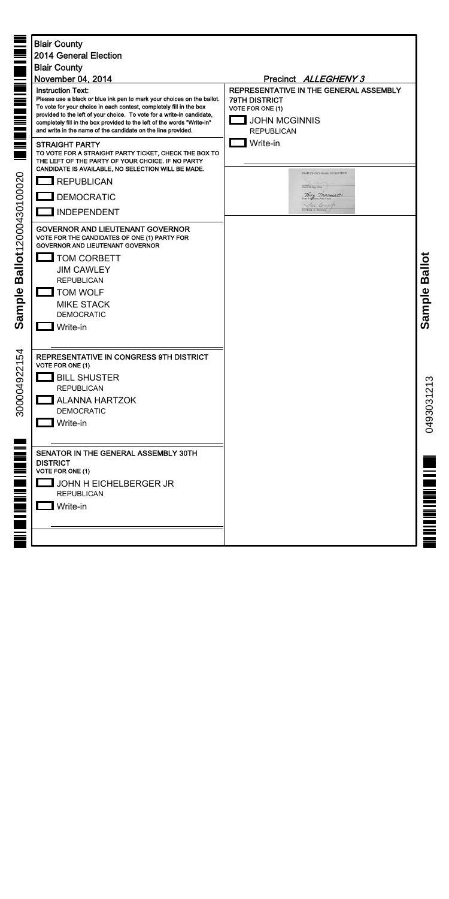**Blair County**

**2014 General Election**

**Blair County**

**November 04, 2014**

Precinct *ALLEGHENY 3*

**Instruction Text:**
Please use a black or blue ink pen to mark your choices on the ballot. To vote for your choice in each contest, completely fill in the box provided to the left of your choice. To vote for a write-in candidate, completely fill in the box provided to the left of the words "Write-in" and write in the name of the candidate on the line provided.

**STRAIGHT PARTY**
TO VOTE FOR A STRAIGHT PARTY TICKET, CHECK THE BOX TO THE LEFT OF THE PARTY OF YOUR CHOICE. IF NO PARTY CANDIDATE IS AVAILABLE, NO SELECTION WILL BE MADE.

- [ ] REPUBLICAN
- [ ] DEMOCRATIC
- [ ] INDEPENDENT

**GOVERNOR AND LIEUTENANT GOVERNOR**
VOTE FOR THE CANDIDATES OF ONE (1) PARTY FOR GOVERNOR AND LIEUTENANT GOVERNOR

- [ ] TOM CORBETT
  JIM CAWLEY
  REPUBLICAN
- [ ] TOM WOLF
  MIKE STACK
  DEMOCRATIC
- [ ] Write-in

**REPRESENTATIVE IN CONGRESS 9TH DISTRICT**
VOTE FOR ONE (1)

- [ ] BILL SHUSTER
  REPUBLICAN
- [ ] ALANNA HARTZOK
  DEMOCRATIC
- [ ] Write-in

**SENATOR IN THE GENERAL ASSEMBLY 30TH DISTRICT**
VOTE FOR ONE (1)

- [ ] JOHN H EICHELBERGER JR
  REPUBLICAN
- [ ] Write-in

**REPRESENTATIVE IN THE GENERAL ASSEMBLY 79TH DISTRICT**
VOTE FOR ONE (1)

- [ ] JOHN MCGINNIS
  REPUBLICAN
- [ ] Write-in

BLAIR COUNTY BOARD OF ELECTIONS

Terry Tomassetti